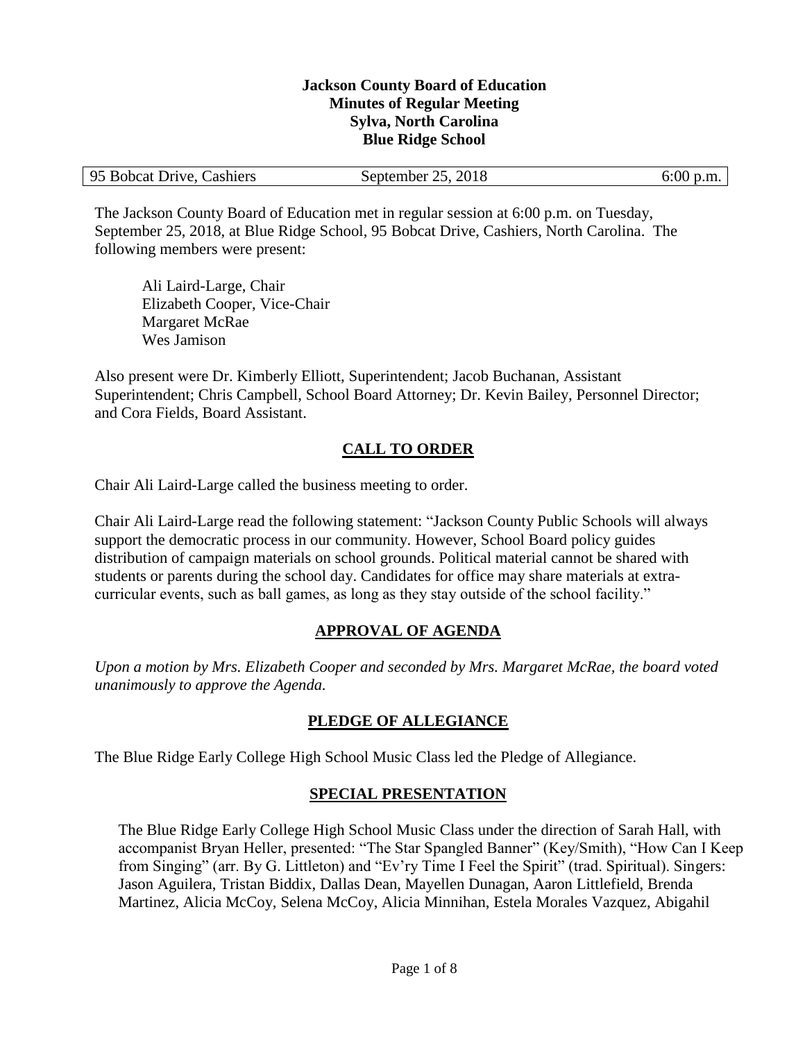**Jackson County Board of Education**
**Minutes of Regular Meeting**
**Sylva, North Carolina**
**Blue Ridge School**

| 95 Bobcat Drive, Cashiers | September 25, 2018 | 6:00 p.m. |
|---|---|---|

The Jackson County Board of Education met in regular session at 6:00 p.m. on Tuesday, September 25, 2018, at Blue Ridge School, 95 Bobcat Drive, Cashiers, North Carolina. The following members were present:

Ali Laird-Large, Chair
Elizabeth Cooper, Vice-Chair
Margaret McRae
Wes Jamison

Also present were Dr. Kimberly Elliott, Superintendent; Jacob Buchanan, Assistant Superintendent; Chris Campbell, School Board Attorney; Dr. Kevin Bailey, Personnel Director; and Cora Fields, Board Assistant.

## CALL TO ORDER

Chair Ali Laird-Large called the business meeting to order.

Chair Ali Laird-Large read the following statement: "Jackson County Public Schools will always support the democratic process in our community. However, School Board policy guides distribution of campaign materials on school grounds. Political material cannot be shared with students or parents during the school day. Candidates for office may share materials at extra-curricular events, such as ball games, as long as they stay outside of the school facility."

## APPROVAL OF AGENDA

*Upon a motion by Mrs. Elizabeth Cooper and seconded by Mrs. Margaret McRae, the board voted unanimously to approve the Agenda.*

## PLEDGE OF ALLEGIANCE

The Blue Ridge Early College High School Music Class led the Pledge of Allegiance.

## SPECIAL PRESENTATION

The Blue Ridge Early College High School Music Class under the direction of Sarah Hall, with accompanist Bryan Heller, presented: "The Star Spangled Banner" (Key/Smith), "How Can I Keep from Singing" (arr. By G. Littleton) and "Ev'ry Time I Feel the Spirit" (trad. Spiritual). Singers: Jason Aguilera, Tristan Biddix, Dallas Dean, Mayellen Dunagan, Aaron Littlefield, Brenda Martinez, Alicia McCoy, Selena McCoy, Alicia Minnihan, Estela Morales Vazquez, Abigahil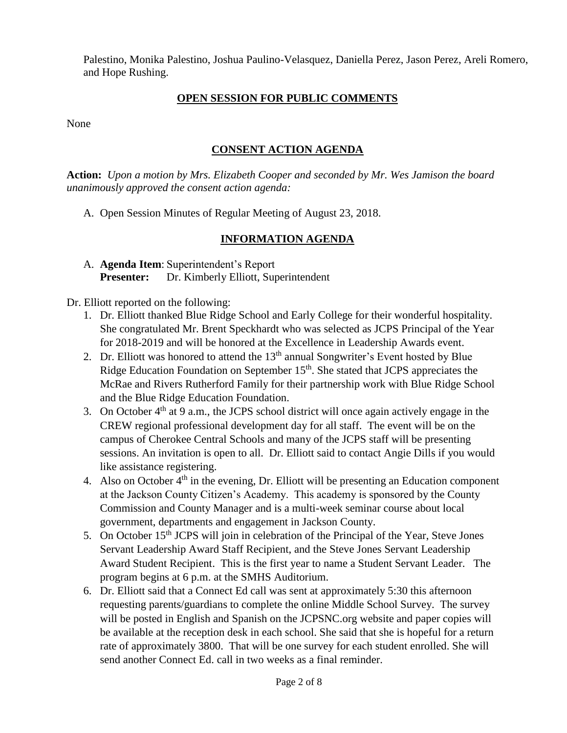Palestino, Monika Palestino, Joshua Paulino-Velasquez, Daniella Perez, Jason Perez, Areli Romero, and Hope Rushing.

## OPEN SESSION FOR PUBLIC COMMENTS

None

## CONSENT ACTION AGENDA

**Action:** *Upon a motion by Mrs. Elizabeth Cooper and seconded by Mr. Wes Jamison the board unanimously approved the consent action agenda:*

A. Open Session Minutes of Regular Meeting of August 23, 2018.

## INFORMATION AGENDA

A. **Agenda Item**: Superintendent's Report
   **Presenter:** Dr. Kimberly Elliott, Superintendent

Dr. Elliott reported on the following:

1. Dr. Elliott thanked Blue Ridge School and Early College for their wonderful hospitality. She congratulated Mr. Brent Speckhardt who was selected as JCPS Principal of the Year for 2018-2019 and will be honored at the Excellence in Leadership Awards event.
2. Dr. Elliott was honored to attend the 13th annual Songwriter's Event hosted by Blue Ridge Education Foundation on September 15th. She stated that JCPS appreciates the McRae and Rivers Rutherford Family for their partnership work with Blue Ridge School and the Blue Ridge Education Foundation.
3. On October 4th at 9 a.m., the JCPS school district will once again actively engage in the CREW regional professional development day for all staff. The event will be on the campus of Cherokee Central Schools and many of the JCPS staff will be presenting sessions. An invitation is open to all. Dr. Elliott said to contact Angie Dills if you would like assistance registering.
4. Also on October 4th in the evening, Dr. Elliott will be presenting an Education component at the Jackson County Citizen's Academy. This academy is sponsored by the County Commission and County Manager and is a multi-week seminar course about local government, departments and engagement in Jackson County.
5. On October 15th JCPS will join in celebration of the Principal of the Year, Steve Jones Servant Leadership Award Staff Recipient, and the Steve Jones Servant Leadership Award Student Recipient. This is the first year to name a Student Servant Leader. The program begins at 6 p.m. at the SMHS Auditorium.
6. Dr. Elliott said that a Connect Ed call was sent at approximately 5:30 this afternoon requesting parents/guardians to complete the online Middle School Survey. The survey will be posted in English and Spanish on the JCPSNC.org website and paper copies will be available at the reception desk in each school. She said that she is hopeful for a return rate of approximately 3800. That will be one survey for each student enrolled. She will send another Connect Ed. call in two weeks as a final reminder.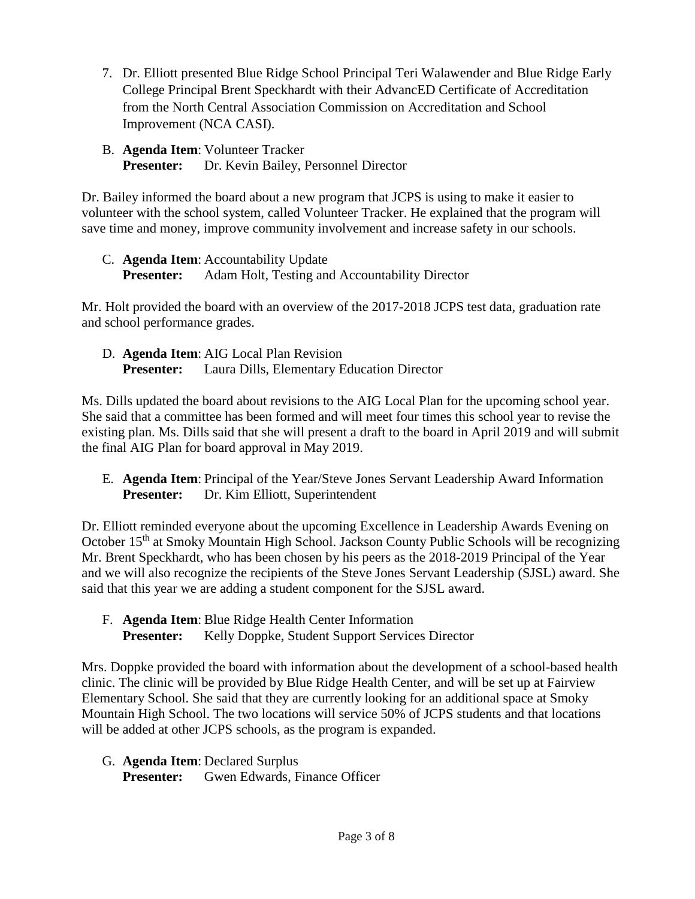7. Dr. Elliott presented Blue Ridge School Principal Teri Walawender and Blue Ridge Early College Principal Brent Speckhardt with their AdvancED Certificate of Accreditation from the North Central Association Commission on Accreditation and School Improvement (NCA CASI).

B. **Agenda Item**: Volunteer Tracker
   **Presenter:** Dr. Kevin Bailey, Personnel Director

Dr. Bailey informed the board about a new program that JCPS is using to make it easier to volunteer with the school system, called Volunteer Tracker. He explained that the program will save time and money, improve community involvement and increase safety in our schools.

C. **Agenda Item**: Accountability Update
   **Presenter:** Adam Holt, Testing and Accountability Director

Mr. Holt provided the board with an overview of the 2017-2018 JCPS test data, graduation rate and school performance grades.

D. **Agenda Item**: AIG Local Plan Revision
   **Presenter:** Laura Dills, Elementary Education Director

Ms. Dills updated the board about revisions to the AIG Local Plan for the upcoming school year. She said that a committee has been formed and will meet four times this school year to revise the existing plan. Ms. Dills said that she will present a draft to the board in April 2019 and will submit the final AIG Plan for board approval in May 2019.

E. **Agenda Item**: Principal of the Year/Steve Jones Servant Leadership Award Information
   **Presenter:** Dr. Kim Elliott, Superintendent

Dr. Elliott reminded everyone about the upcoming Excellence in Leadership Awards Evening on October 15th at Smoky Mountain High School. Jackson County Public Schools will be recognizing Mr. Brent Speckhardt, who has been chosen by his peers as the 2018-2019 Principal of the Year and we will also recognize the recipients of the Steve Jones Servant Leadership (SJSL) award. She said that this year we are adding a student component for the SJSL award.

F. **Agenda Item**: Blue Ridge Health Center Information
   **Presenter:** Kelly Doppke, Student Support Services Director

Mrs. Doppke provided the board with information about the development of a school-based health clinic. The clinic will be provided by Blue Ridge Health Center, and will be set up at Fairview Elementary School. She said that they are currently looking for an additional space at Smoky Mountain High School. The two locations will service 50% of JCPS students and that locations will be added at other JCPS schools, as the program is expanded.

G. **Agenda Item**: Declared Surplus
   **Presenter:** Gwen Edwards, Finance Officer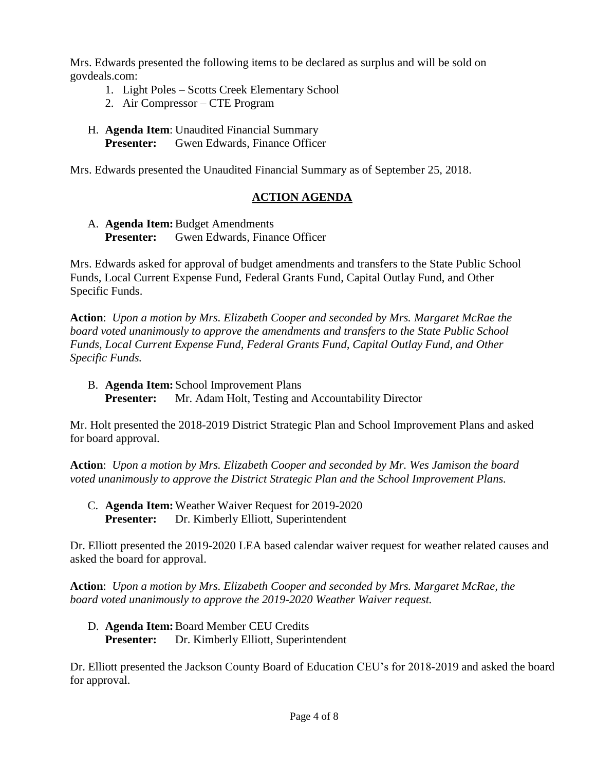Mrs. Edwards presented the following items to be declared as surplus and will be sold on govdeals.com:

1. Light Poles – Scotts Creek Elementary School
2. Air Compressor – CTE Program

H. **Agenda Item**: Unaudited Financial Summary
**Presenter:** Gwen Edwards, Finance Officer

Mrs. Edwards presented the Unaudited Financial Summary as of September 25, 2018.

## ACTION AGENDA

A. **Agenda Item:** Budget Amendments
**Presenter:** Gwen Edwards, Finance Officer

Mrs. Edwards asked for approval of budget amendments and transfers to the State Public School Funds, Local Current Expense Fund, Federal Grants Fund, Capital Outlay Fund, and Other Specific Funds.

**Action**: *Upon a motion by Mrs. Elizabeth Cooper and seconded by Mrs. Margaret McRae the board voted unanimously to approve the amendments and transfers to the State Public School Funds, Local Current Expense Fund, Federal Grants Fund, Capital Outlay Fund, and Other Specific Funds.*

B. **Agenda Item:** School Improvement Plans
**Presenter:** Mr. Adam Holt, Testing and Accountability Director

Mr. Holt presented the 2018-2019 District Strategic Plan and School Improvement Plans and asked for board approval.

**Action**: *Upon a motion by Mrs. Elizabeth Cooper and seconded by Mr. Wes Jamison the board voted unanimously to approve the District Strategic Plan and the School Improvement Plans.*

C. **Agenda Item:** Weather Waiver Request for 2019-2020
**Presenter:** Dr. Kimberly Elliott, Superintendent

Dr. Elliott presented the 2019-2020 LEA based calendar waiver request for weather related causes and asked the board for approval.

**Action**: *Upon a motion by Mrs. Elizabeth Cooper and seconded by Mrs. Margaret McRae, the board voted unanimously to approve the 2019-2020 Weather Waiver request.*

D. **Agenda Item:** Board Member CEU Credits
**Presenter:** Dr. Kimberly Elliott, Superintendent

Dr. Elliott presented the Jackson County Board of Education CEU's for 2018-2019 and asked the board for approval.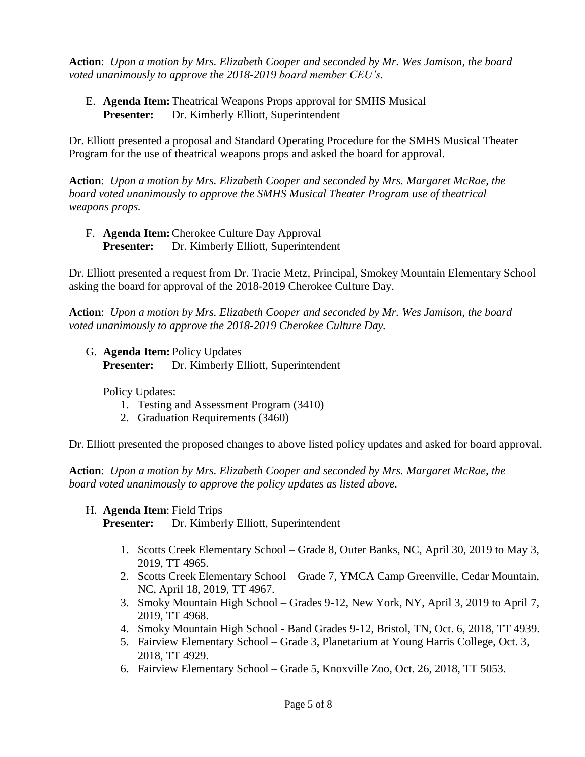**Action**: *Upon a motion by Mrs. Elizabeth Cooper and seconded by Mr. Wes Jamison, the board voted unanimously to approve the 2018-2019 board member CEU's.*

E. **Agenda Item:** Theatrical Weapons Props approval for SMHS Musical
   **Presenter:** Dr. Kimberly Elliott, Superintendent

Dr. Elliott presented a proposal and Standard Operating Procedure for the SMHS Musical Theater Program for the use of theatrical weapons props and asked the board for approval.

**Action**: *Upon a motion by Mrs. Elizabeth Cooper and seconded by Mrs. Margaret McRae, the board voted unanimously to approve the SMHS Musical Theater Program use of theatrical weapons props.*

F. **Agenda Item:** Cherokee Culture Day Approval
   **Presenter:** Dr. Kimberly Elliott, Superintendent

Dr. Elliott presented a request from Dr. Tracie Metz, Principal, Smokey Mountain Elementary School asking the board for approval of the 2018-2019 Cherokee Culture Day.

**Action**: *Upon a motion by Mrs. Elizabeth Cooper and seconded by Mr. Wes Jamison, the board voted unanimously to approve the 2018-2019 Cherokee Culture Day.*

G. **Agenda Item:** Policy Updates
   **Presenter:** Dr. Kimberly Elliott, Superintendent

   Policy Updates:
   1. Testing and Assessment Program (3410)
   2. Graduation Requirements (3460)

Dr. Elliott presented the proposed changes to above listed policy updates and asked for board approval.

**Action**: *Upon a motion by Mrs. Elizabeth Cooper and seconded by Mrs. Margaret McRae, the board voted unanimously to approve the policy updates as listed above.*

H. **Agenda Item**: Field Trips
   **Presenter:** Dr. Kimberly Elliott, Superintendent

   1. Scotts Creek Elementary School – Grade 8, Outer Banks, NC, April 30, 2019 to May 3, 2019, TT 4965.
   2. Scotts Creek Elementary School – Grade 7, YMCA Camp Greenville, Cedar Mountain, NC, April 18, 2019, TT 4967.
   3. Smoky Mountain High School – Grades 9-12, New York, NY, April 3, 2019 to April 7, 2019, TT 4968.
   4. Smoky Mountain High School - Band Grades 9-12, Bristol, TN, Oct. 6, 2018, TT 4939.
   5. Fairview Elementary School – Grade 3, Planetarium at Young Harris College, Oct. 3, 2018, TT 4929.
   6. Fairview Elementary School – Grade 5, Knoxville Zoo, Oct. 26, 2018, TT 5053.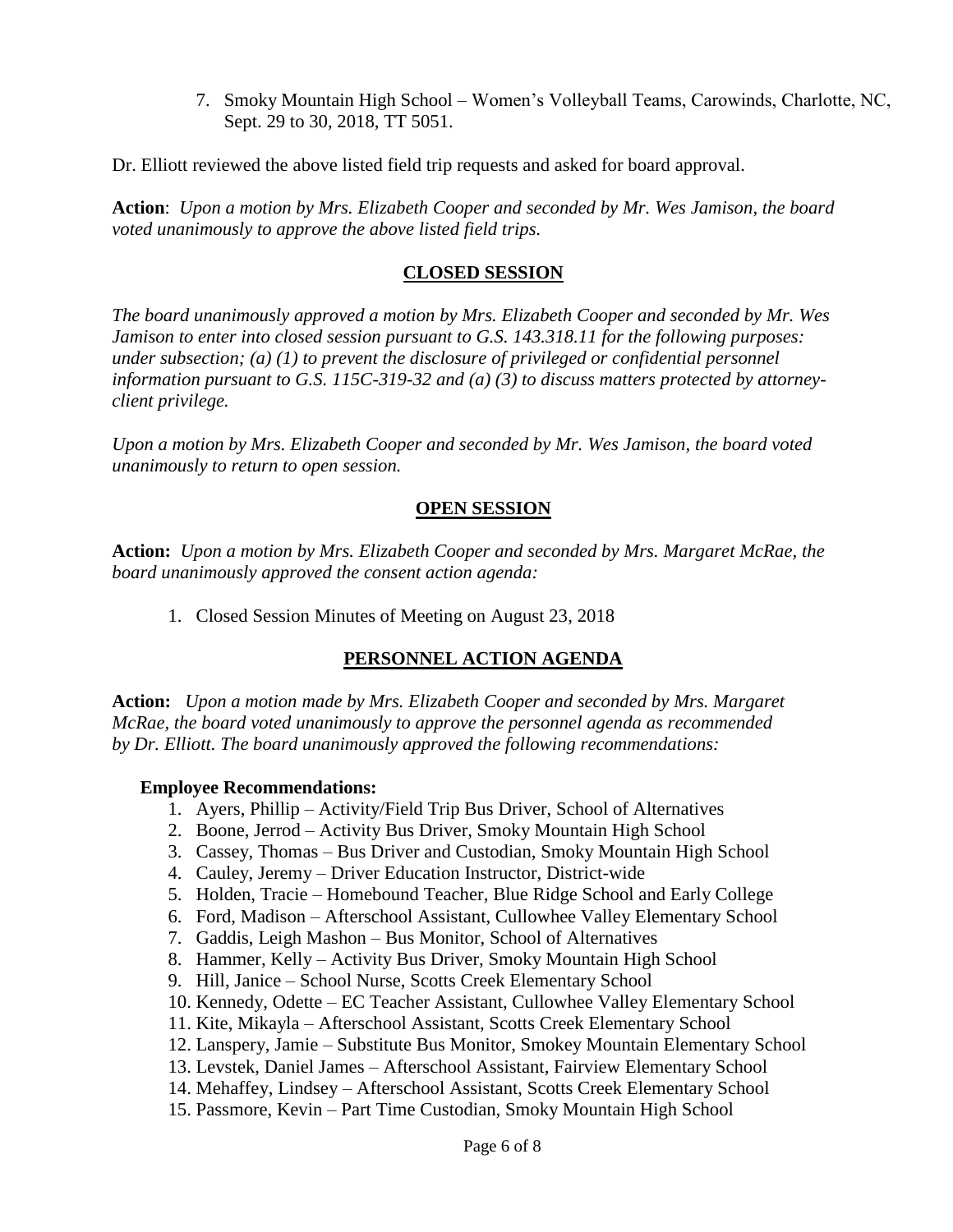7. Smoky Mountain High School – Women's Volleyball Teams, Carowinds, Charlotte, NC, Sept. 29 to 30, 2018, TT 5051.

Dr. Elliott reviewed the above listed field trip requests and asked for board approval.

**Action**: *Upon a motion by Mrs. Elizabeth Cooper and seconded by Mr. Wes Jamison, the board voted unanimously to approve the above listed field trips.*

## CLOSED SESSION

*The board unanimously approved a motion by Mrs. Elizabeth Cooper and seconded by Mr. Wes Jamison to enter into closed session pursuant to G.S. 143.318.11 for the following purposes: under subsection; (a) (1) to prevent the disclosure of privileged or confidential personnel information pursuant to G.S. 115C-319-32 and (a) (3) to discuss matters protected by attorney-client privilege.*

*Upon a motion by Mrs. Elizabeth Cooper and seconded by Mr. Wes Jamison, the board voted unanimously to return to open session.*

## OPEN SESSION

**Action:** *Upon a motion by Mrs. Elizabeth Cooper and seconded by Mrs. Margaret McRae, the board unanimously approved the consent action agenda:*

1. Closed Session Minutes of Meeting on August 23, 2018

## PERSONNEL ACTION AGENDA

**Action:** *Upon a motion made by Mrs. Elizabeth Cooper and seconded by Mrs. Margaret McRae, the board voted unanimously to approve the personnel agenda as recommended by Dr. Elliott. The board unanimously approved the following recommendations:*

**Employee Recommendations:**

1. Ayers, Phillip – Activity/Field Trip Bus Driver, School of Alternatives
2. Boone, Jerrod – Activity Bus Driver, Smoky Mountain High School
3. Cassey, Thomas – Bus Driver and Custodian, Smoky Mountain High School
4. Cauley, Jeremy – Driver Education Instructor, District-wide
5. Holden, Tracie – Homebound Teacher, Blue Ridge School and Early College
6. Ford, Madison – Afterschool Assistant, Cullowhee Valley Elementary School
7. Gaddis, Leigh Mashon – Bus Monitor, School of Alternatives
8. Hammer, Kelly – Activity Bus Driver, Smoky Mountain High School
9. Hill, Janice – School Nurse, Scotts Creek Elementary School
10. Kennedy, Odette – EC Teacher Assistant, Cullowhee Valley Elementary School
11. Kite, Mikayla – Afterschool Assistant, Scotts Creek Elementary School
12. Lanspery, Jamie – Substitute Bus Monitor, Smokey Mountain Elementary School
13. Levstek, Daniel James – Afterschool Assistant, Fairview Elementary School
14. Mehaffey, Lindsey – Afterschool Assistant, Scotts Creek Elementary School
15. Passmore, Kevin – Part Time Custodian, Smoky Mountain High School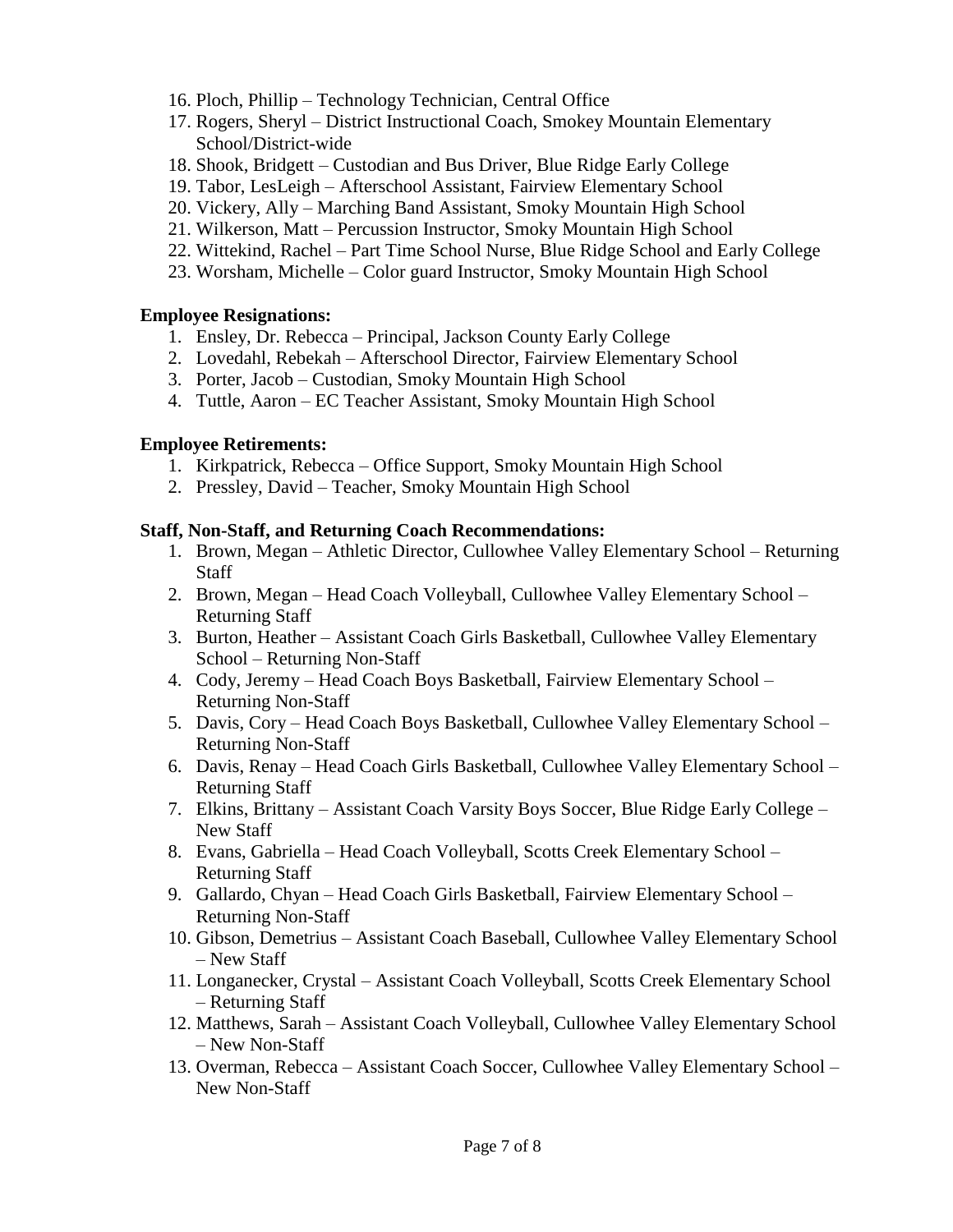16. Ploch, Phillip – Technology Technician, Central Office
17. Rogers, Sheryl – District Instructional Coach, Smokey Mountain Elementary School/District-wide
18. Shook, Bridgett – Custodian and Bus Driver, Blue Ridge Early College
19. Tabor, LesLeigh – Afterschool Assistant, Fairview Elementary School
20. Vickery, Ally – Marching Band Assistant, Smoky Mountain High School
21. Wilkerson, Matt – Percussion Instructor, Smoky Mountain High School
22. Wittekind, Rachel – Part Time School Nurse, Blue Ridge School and Early College
23. Worsham, Michelle – Color guard Instructor, Smoky Mountain High School

**Employee Resignations:**

1. Ensley, Dr. Rebecca – Principal, Jackson County Early College
2. Lovedahl, Rebekah – Afterschool Director, Fairview Elementary School
3. Porter, Jacob – Custodian, Smoky Mountain High School
4. Tuttle, Aaron – EC Teacher Assistant, Smoky Mountain High School

**Employee Retirements:**

1. Kirkpatrick, Rebecca – Office Support, Smoky Mountain High School
2. Pressley, David – Teacher, Smoky Mountain High School

**Staff, Non-Staff, and Returning Coach Recommendations:**

1. Brown, Megan – Athletic Director, Cullowhee Valley Elementary School – Returning Staff
2. Brown, Megan – Head Coach Volleyball, Cullowhee Valley Elementary School – Returning Staff
3. Burton, Heather – Assistant Coach Girls Basketball, Cullowhee Valley Elementary School – Returning Non-Staff
4. Cody, Jeremy – Head Coach Boys Basketball, Fairview Elementary School – Returning Non-Staff
5. Davis, Cory – Head Coach Boys Basketball, Cullowhee Valley Elementary School – Returning Non-Staff
6. Davis, Renay – Head Coach Girls Basketball, Cullowhee Valley Elementary School – Returning Staff
7. Elkins, Brittany – Assistant Coach Varsity Boys Soccer, Blue Ridge Early College – New Staff
8. Evans, Gabriella – Head Coach Volleyball, Scotts Creek Elementary School – Returning Staff
9. Gallardo, Chyan – Head Coach Girls Basketball, Fairview Elementary School – Returning Non-Staff
10. Gibson, Demetrius – Assistant Coach Baseball, Cullowhee Valley Elementary School – New Staff
11. Longanecker, Crystal – Assistant Coach Volleyball, Scotts Creek Elementary School – Returning Staff
12. Matthews, Sarah – Assistant Coach Volleyball, Cullowhee Valley Elementary School – New Non-Staff
13. Overman, Rebecca – Assistant Coach Soccer, Cullowhee Valley Elementary School – New Non-Staff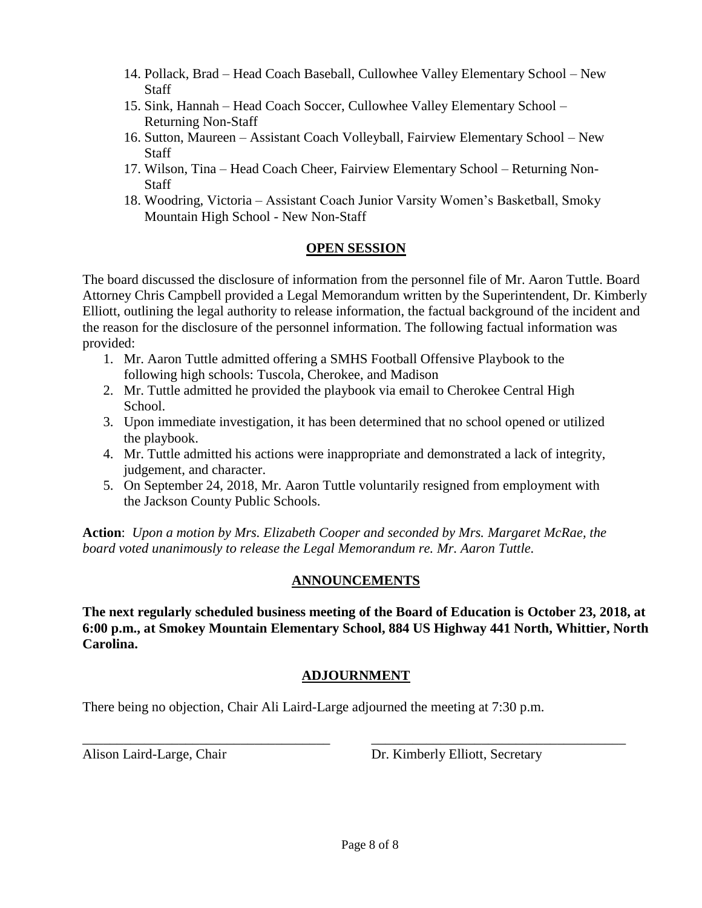14. Pollack, Brad – Head Coach Baseball, Cullowhee Valley Elementary School – New Staff
15. Sink, Hannah – Head Coach Soccer, Cullowhee Valley Elementary School – Returning Non-Staff
16. Sutton, Maureen – Assistant Coach Volleyball, Fairview Elementary School – New Staff
17. Wilson, Tina – Head Coach Cheer, Fairview Elementary School – Returning Non-Staff
18. Woodring, Victoria – Assistant Coach Junior Varsity Women's Basketball, Smoky Mountain High School - New Non-Staff

## OPEN SESSION

The board discussed the disclosure of information from the personnel file of Mr. Aaron Tuttle. Board Attorney Chris Campbell provided a Legal Memorandum written by the Superintendent, Dr. Kimberly Elliott, outlining the legal authority to release information, the factual background of the incident and the reason for the disclosure of the personnel information. The following factual information was provided:

1. Mr. Aaron Tuttle admitted offering a SMHS Football Offensive Playbook to the following high schools: Tuscola, Cherokee, and Madison
2. Mr. Tuttle admitted he provided the playbook via email to Cherokee Central High School.
3. Upon immediate investigation, it has been determined that no school opened or utilized the playbook.
4. Mr. Tuttle admitted his actions were inappropriate and demonstrated a lack of integrity, judgement, and character.
5. On September 24, 2018, Mr. Aaron Tuttle voluntarily resigned from employment with the Jackson County Public Schools.

**Action**: *Upon a motion by Mrs. Elizabeth Cooper and seconded by Mrs. Margaret McRae, the board voted unanimously to release the Legal Memorandum re. Mr. Aaron Tuttle.*

## ANNOUNCEMENTS

**The next regularly scheduled business meeting of the Board of Education is October 23, 2018, at 6:00 p.m., at Smokey Mountain Elementary School, 884 US Highway 441 North, Whittier, North Carolina.**

## ADJOURNMENT

There being no objection, Chair Ali Laird-Large adjourned the meeting at 7:30 p.m.

\_\_\_\_\_\_\_\_\_\_\_\_\_\_\_\_\_\_\_\_\_\_\_\_\_\_\_\_\_\_\_\_\_\_\_\_\_\_ \_\_\_\_\_\_\_\_\_\_\_\_\_\_\_\_\_\_\_\_\_\_\_\_\_\_\_\_\_\_\_\_\_\_\_\_\_\_

Alison Laird-Large, Chair Dr. Kimberly Elliott, Secretary